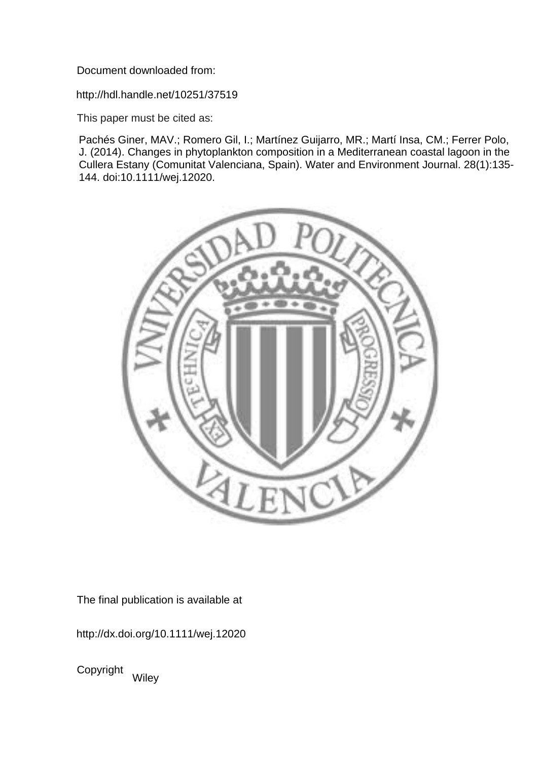Document downloaded from:

http://hdl.handle.net/10251/37519

This paper must be cited as:

Pachés Giner, MAV.; Romero Gil, I.; Martínez Guijarro, MR.; Martí Insa, CM.; Ferrer Polo, J. (2014). Changes in phytoplankton composition in a Mediterranean coastal lagoon in the Cullera Estany (Comunitat Valenciana, Spain). Water and Environment Journal. 28(1):135-144. doi:10.1111/wej.12020.

The final publication is available at

http://dx.doi.org/10.1111/wej.12020

Copyright Wiley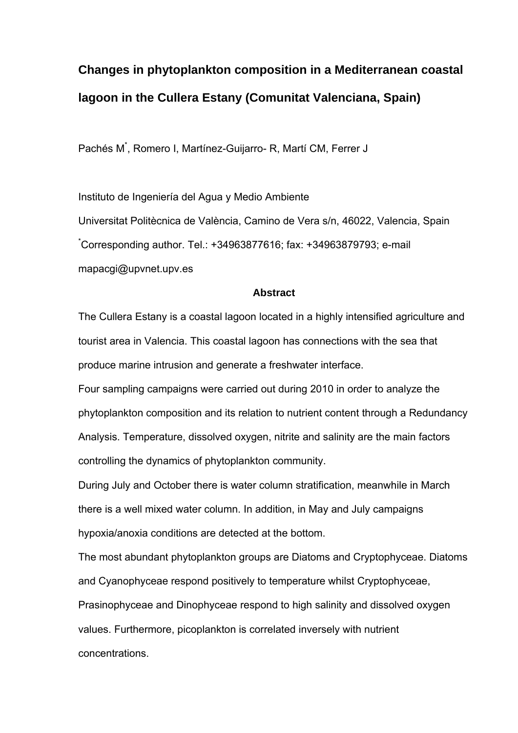# Changes in phytoplankton composition in a Mediterranean coastal lagoon in the Cullera Estany (Comunitat Valenciana, Spain)

Pachés M*, Romero I, Martínez-Guijarro- R, Martí CM, Ferrer J

Instituto de Ingeniería del Agua y Medio Ambiente

Universitat Politècnica de València, Camino de Vera s/n, 46022, Valencia, Spain

*Corresponding author. Tel.: +34963877616; fax: +34963879793; e-mail mapacgi@upvnet.upv.es

## Abstract

The Cullera Estany is a coastal lagoon located in a highly intensified agriculture and tourist area in Valencia. This coastal lagoon has connections with the sea that produce marine intrusion and generate a freshwater interface.

Four sampling campaigns were carried out during 2010 in order to analyze the phytoplankton composition and its relation to nutrient content through a Redundancy Analysis. Temperature, dissolved oxygen, nitrite and salinity are the main factors controlling the dynamics of phytoplankton community.

During July and October there is water column stratification, meanwhile in March there is a well mixed water column. In addition, in May and July campaigns hypoxia/anoxia conditions are detected at the bottom.

The most abundant phytoplankton groups are Diatoms and Cryptophyceae. Diatoms and Cyanophyceae respond positively to temperature whilst Cryptophyceae, Prasinophyceae and Dinophyceae respond to high salinity and dissolved oxygen values. Furthermore, picoplankton is correlated inversely with nutrient concentrations.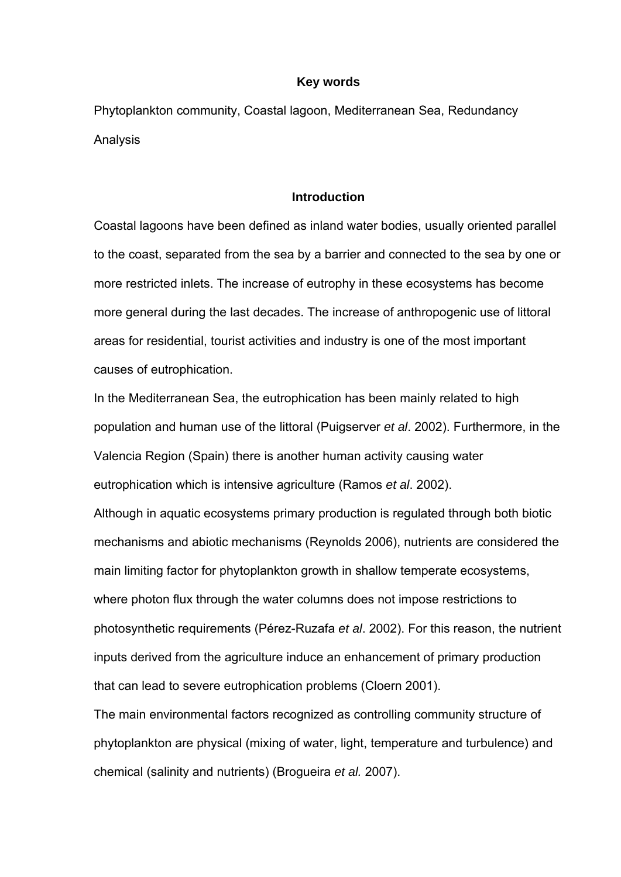## Key words

Phytoplankton community, Coastal lagoon, Mediterranean Sea, Redundancy Analysis

## Introduction

Coastal lagoons have been defined as inland water bodies, usually oriented parallel to the coast, separated from the sea by a barrier and connected to the sea by one or more restricted inlets. The increase of eutrophy in these ecosystems has become more general during the last decades. The increase of anthropogenic use of littoral areas for residential, tourist activities and industry is one of the most important causes of eutrophication.

In the Mediterranean Sea, the eutrophication has been mainly related to high population and human use of the littoral (Puigserver *et al*. 2002). Furthermore, in the Valencia Region (Spain) there is another human activity causing water eutrophication which is intensive agriculture (Ramos *et al*. 2002).

Although in aquatic ecosystems primary production is regulated through both biotic mechanisms and abiotic mechanisms (Reynolds 2006), nutrients are considered the main limiting factor for phytoplankton growth in shallow temperate ecosystems, where photon flux through the water columns does not impose restrictions to photosynthetic requirements (Pérez-Ruzafa *et al*. 2002). For this reason, the nutrient inputs derived from the agriculture induce an enhancement of primary production that can lead to severe eutrophication problems (Cloern 2001).

The main environmental factors recognized as controlling community structure of phytoplankton are physical (mixing of water, light, temperature and turbulence) and chemical (salinity and nutrients) (Brogueira *et al.* 2007).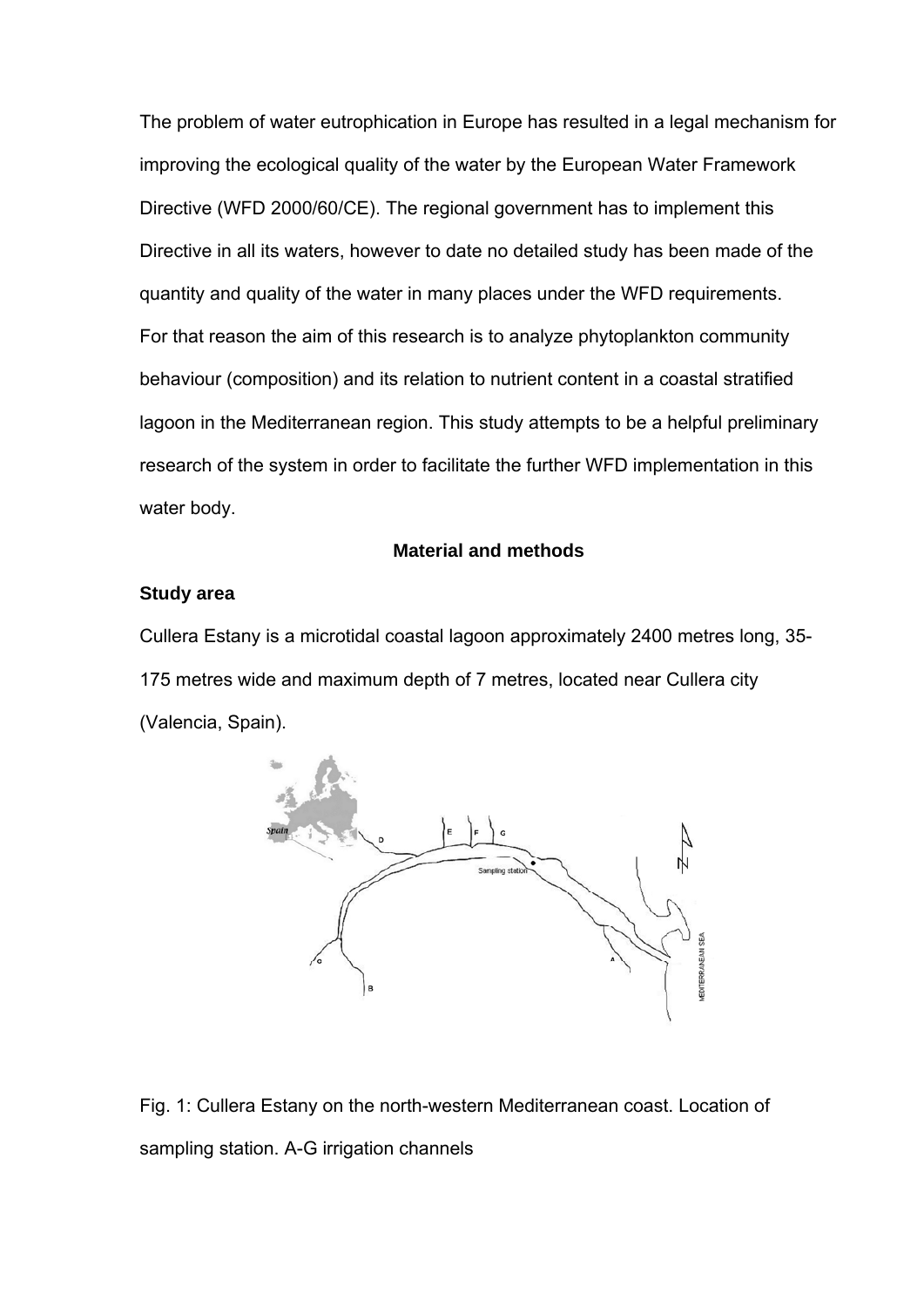The problem of water eutrophication in Europe has resulted in a legal mechanism for improving the ecological quality of the water by the European Water Framework Directive (WFD 2000/60/CE). The regional government has to implement this Directive in all its waters, however to date no detailed study has been made of the quantity and quality of the water in many places under the WFD requirements. For that reason the aim of this research is to analyze phytoplankton community behaviour (composition) and its relation to nutrient content in a coastal stratified lagoon in the Mediterranean region. This study attempts to be a helpful preliminary research of the system in order to facilitate the further WFD implementation in this water body.

## Material and methods

### Study area

Cullera Estany is a microtidal coastal lagoon approximately 2400 metres long, 35-175 metres wide and maximum depth of 7 metres, located near Cullera city (Valencia, Spain).

Fig. 1: Cullera Estany on the north-western Mediterranean coast. Location of sampling station. A-G irrigation channels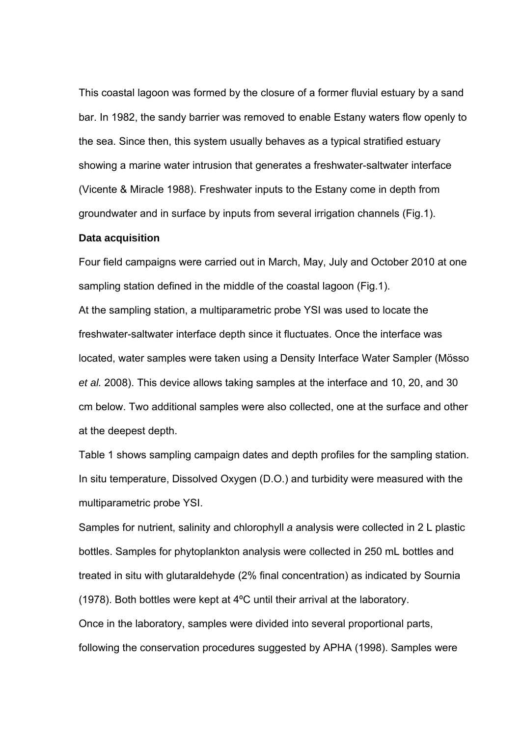This coastal lagoon was formed by the closure of a former fluvial estuary by a sand bar. In 1982, the sandy barrier was removed to enable Estany waters flow openly to the sea. Since then, this system usually behaves as a typical stratified estuary showing a marine water intrusion that generates a freshwater-saltwater interface (Vicente & Miracle 1988). Freshwater inputs to the Estany come in depth from groundwater and in surface by inputs from several irrigation channels (Fig.1).

**Data acquisition**

Four field campaigns were carried out in March, May, July and October 2010 at one sampling station defined in the middle of the coastal lagoon (Fig.1).

At the sampling station, a multiparametric probe YSI was used to locate the freshwater-saltwater interface depth since it fluctuates. Once the interface was located, water samples were taken using a Density Interface Water Sampler (Mösso *et al.* 2008). This device allows taking samples at the interface and 10, 20, and 30 cm below. Two additional samples were also collected, one at the surface and other at the deepest depth.

Table 1 shows sampling campaign dates and depth profiles for the sampling station. In situ temperature, Dissolved Oxygen (D.O.) and turbidity were measured with the multiparametric probe YSI.

Samples for nutrient, salinity and chlorophyll *a* analysis were collected in 2 L plastic bottles. Samples for phytoplankton analysis were collected in 250 mL bottles and treated in situ with glutaraldehyde (2% final concentration) as indicated by Sournia (1978). Both bottles were kept at 4ºC until their arrival at the laboratory.

Once in the laboratory, samples were divided into several proportional parts, following the conservation procedures suggested by APHA (1998). Samples were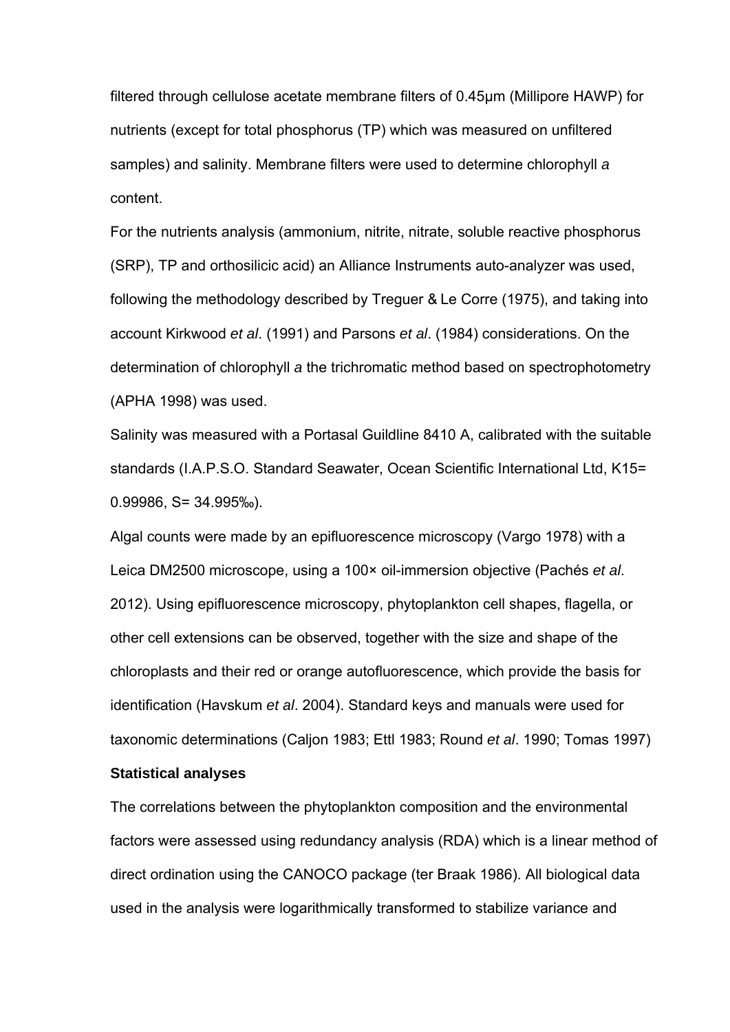filtered through cellulose acetate membrane filters of 0.45μm (Millipore HAWP) for nutrients (except for total phosphorus (TP) which was measured on unfiltered samples) and salinity. Membrane filters were used to determine chlorophyll *a* content.

For the nutrients analysis (ammonium, nitrite, nitrate, soluble reactive phosphorus (SRP), TP and orthosilicic acid) an Alliance Instruments auto-analyzer was used, following the methodology described by Treguer & Le Corre (1975), and taking into account Kirkwood *et al*. (1991) and Parsons *et al*. (1984) considerations. On the determination of chlorophyll *a* the trichromatic method based on spectrophotometry (APHA 1998) was used.

Salinity was measured with a Portasal Guildline 8410 A, calibrated with the suitable standards (I.A.P.S.O. Standard Seawater, Ocean Scientific International Ltd, K15= 0.99986, S= 34.995‰).

Algal counts were made by an epifluorescence microscopy (Vargo 1978) with a Leica DM2500 microscope, using a 100× oil-immersion objective (Pachés *et al*. 2012). Using epifluorescence microscopy, phytoplankton cell shapes, flagella, or other cell extensions can be observed, together with the size and shape of the chloroplasts and their red or orange autofluorescence, which provide the basis for identification (Havskum *et al*. 2004). Standard keys and manuals were used for taxonomic determinations (Caljon 1983; Ettl 1983; Round *et al*. 1990; Tomas 1997)

**Statistical analyses**

The correlations between the phytoplankton composition and the environmental factors were assessed using redundancy analysis (RDA) which is a linear method of direct ordination using the CANOCO package (ter Braak 1986). All biological data used in the analysis were logarithmically transformed to stabilize variance and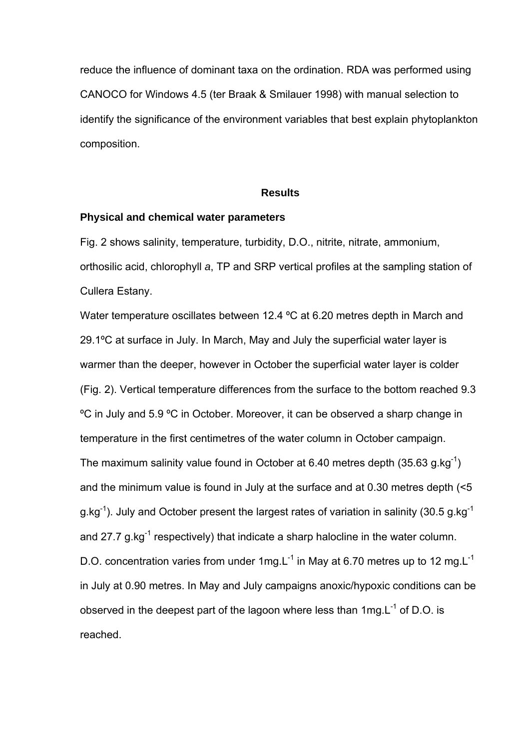reduce the influence of dominant taxa on the ordination. RDA was performed using CANOCO for Windows 4.5 (ter Braak & Smilauer 1998) with manual selection to identify the significance of the environment variables that best explain phytoplankton composition.

## Results

### Physical and chemical water parameters

Fig. 2 shows salinity, temperature, turbidity, D.O., nitrite, nitrate, ammonium, orthosilic acid, chlorophyll *a*, TP and SRP vertical profiles at the sampling station of Cullera Estany.

Water temperature oscillates between 12.4 ºC at 6.20 metres depth in March and 29.1ºC at surface in July. In March, May and July the superficial water layer is warmer than the deeper, however in October the superficial water layer is colder (Fig. 2). Vertical temperature differences from the surface to the bottom reached 9.3 ºC in July and 5.9 ºC in October. Moreover, it can be observed a sharp change in temperature in the first centimetres of the water column in October campaign.

The maximum salinity value found in October at 6.40 metres depth (35.63 $g.kg^{-1}$) and the minimum value is found in July at the surface and at 0.30 metres depth (<5 $g.kg^{-1}$). July and October present the largest rates of variation in salinity (30.5 $g.kg^{-1}$ and 27.7 $g.kg^{-1}$ respectively) that indicate a sharp halocline in the water column.

D.O. concentration varies from under 1$mg.L^{-1}$ in May at 6.70 metres up to 12 $mg.L^{-1}$ in July at 0.90 metres. In May and July campaigns anoxic/hypoxic conditions can be observed in the deepest part of the lagoon where less than 1$mg.L^{-1}$ of D.O. is reached.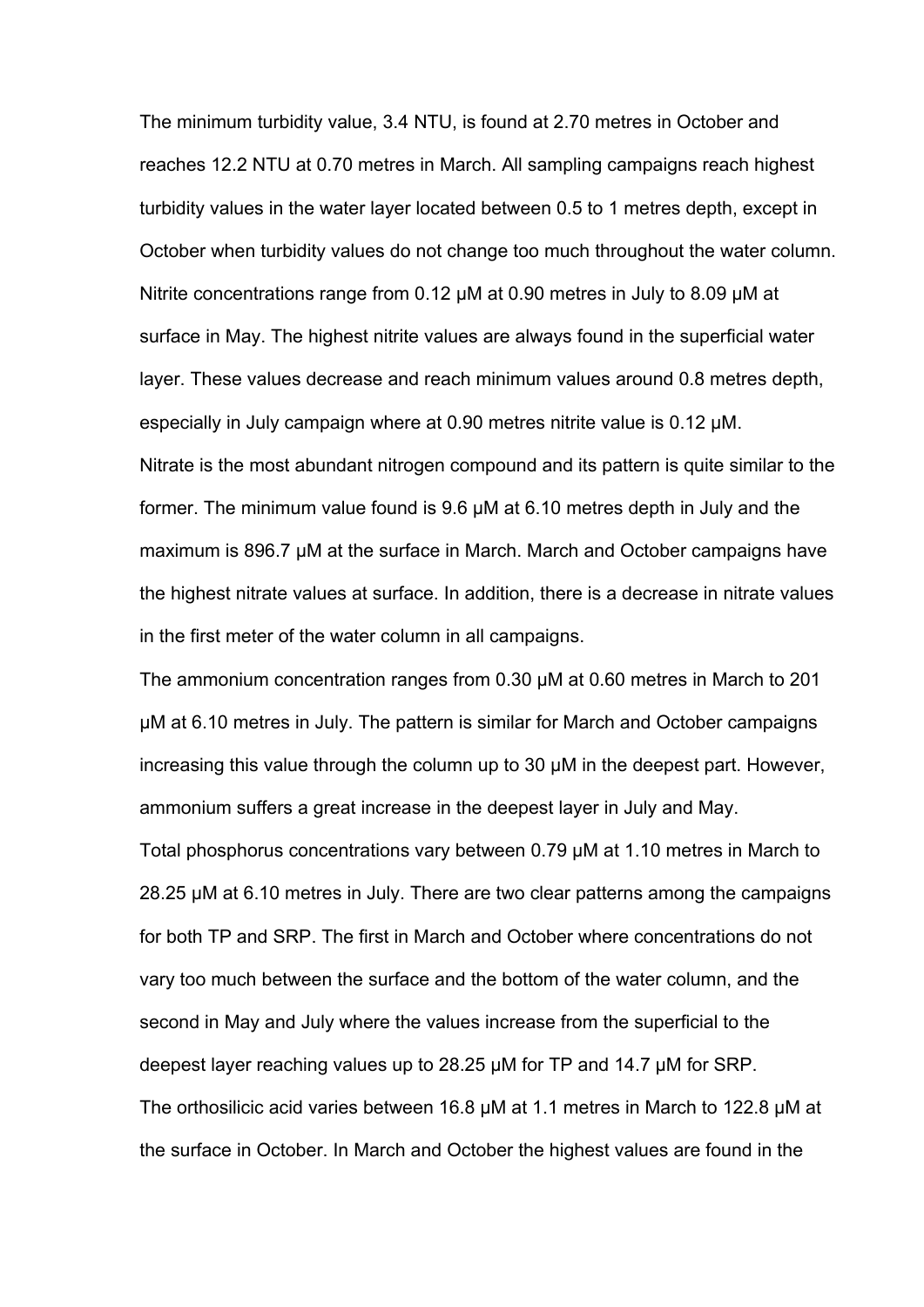The minimum turbidity value, 3.4 NTU, is found at 2.70 metres in October and reaches 12.2 NTU at 0.70 metres in March. All sampling campaigns reach highest turbidity values in the water layer located between 0.5 to 1 metres depth, except in October when turbidity values do not change too much throughout the water column.

Nitrite concentrations range from 0.12 µM at 0.90 metres in July to 8.09 µM at surface in May. The highest nitrite values are always found in the superficial water layer. These values decrease and reach minimum values around 0.8 metres depth, especially in July campaign where at 0.90 metres nitrite value is 0.12 µM.

Nitrate is the most abundant nitrogen compound and its pattern is quite similar to the former. The minimum value found is 9.6 µM at 6.10 metres depth in July and the maximum is 896.7 µM at the surface in March. March and October campaigns have the highest nitrate values at surface. In addition, there is a decrease in nitrate values in the first meter of the water column in all campaigns.

The ammonium concentration ranges from 0.30 µM at 0.60 metres in March to 201 µM at 6.10 metres in July. The pattern is similar for March and October campaigns increasing this value through the column up to 30 µM in the deepest part. However, ammonium suffers a great increase in the deepest layer in July and May.

Total phosphorus concentrations vary between 0.79 µM at 1.10 metres in March to 28.25 µM at 6.10 metres in July. There are two clear patterns among the campaigns for both TP and SRP. The first in March and October where concentrations do not vary too much between the surface and the bottom of the water column, and the second in May and July where the values increase from the superficial to the deepest layer reaching values up to 28.25 µM for TP and 14.7 µM for SRP.

The orthosilicic acid varies between 16.8 µM at 1.1 metres in March to 122.8 µM at the surface in October. In March and October the highest values are found in the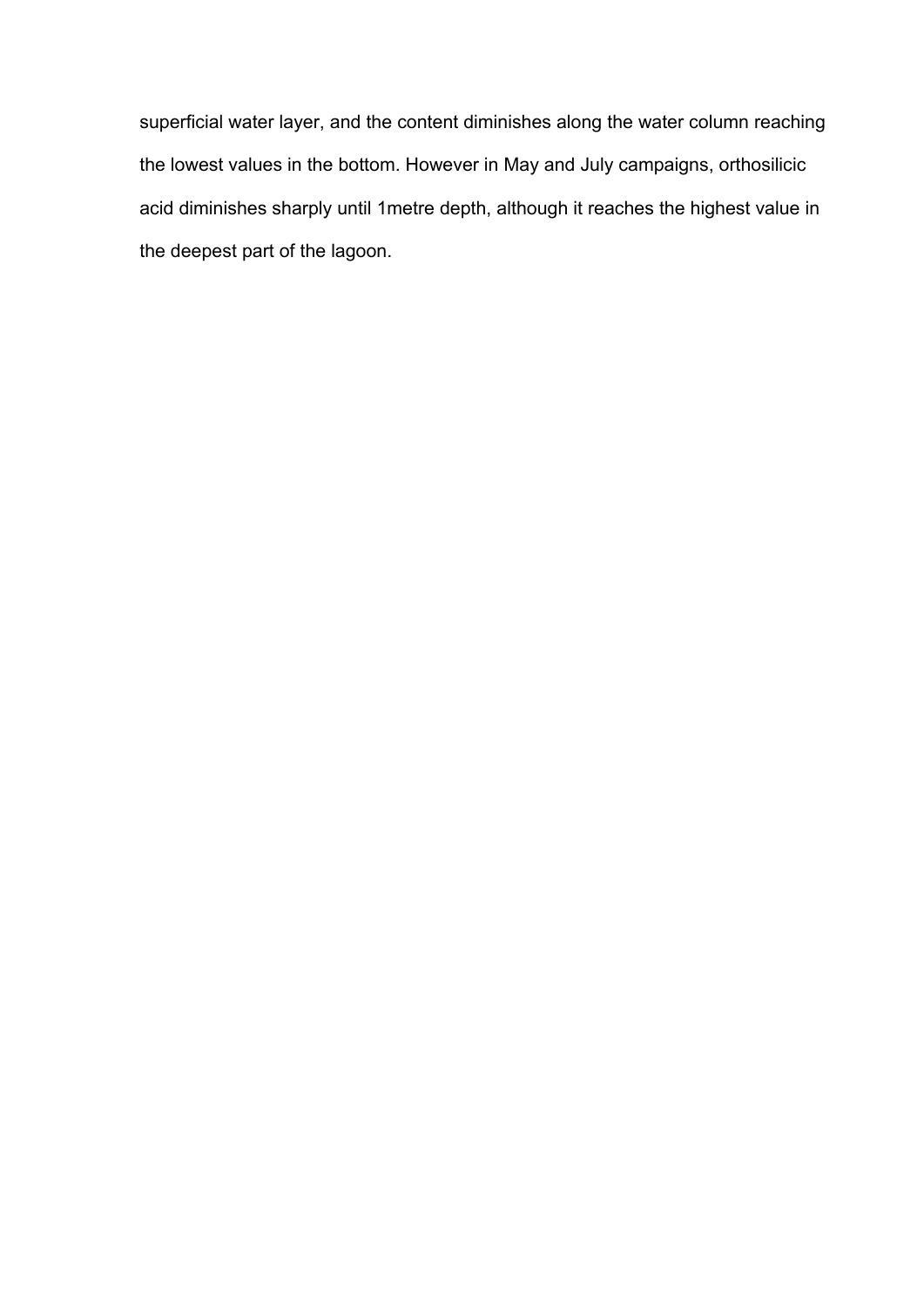superficial water layer, and the content diminishes along the water column reaching the lowest values in the bottom. However in May and July campaigns, orthosilicic acid diminishes sharply until 1metre depth, although it reaches the highest value in the deepest part of the lagoon.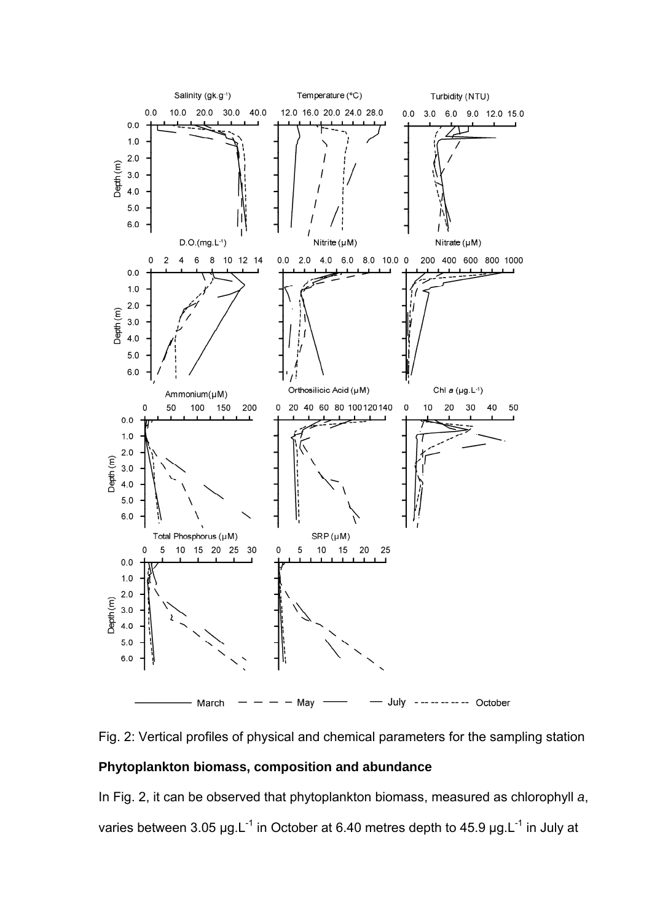Fig. 2: Vertical profiles of physical and chemical parameters for the sampling station

**Phytoplankton biomass, composition and abundance**

In Fig. 2, it can be observed that phytoplankton biomass, measured as chlorophyll *a*, varies between 3.05 $\mu g.L^{-1}$ in October at 6.40 metres depth to 45.9 $\mu g.L^{-1}$ in July at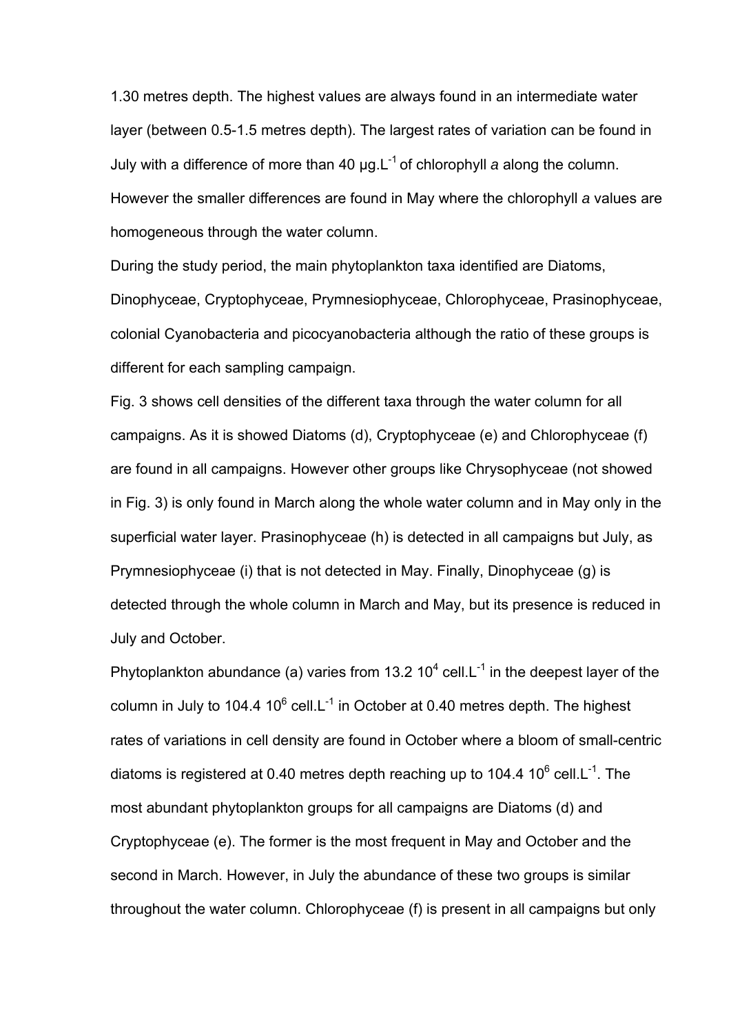1.30 metres depth. The highest values are always found in an intermediate water layer (between 0.5-1.5 metres depth). The largest rates of variation can be found in July with a difference of more than 40 $\mu g.L^{-1}$ of chlorophyll *a* along the column. However the smaller differences are found in May where the chlorophyll *a* values are homogeneous through the water column.

During the study period, the main phytoplankton taxa identified are Diatoms, Dinophyceae, Cryptophyceae, Prymnesiophyceae, Chlorophyceae, Prasinophyceae, colonial Cyanobacteria and picocyanobacteria although the ratio of these groups is different for each sampling campaign.

Fig. 3 shows cell densities of the different taxa through the water column for all campaigns. As it is showed Diatoms (d), Cryptophyceae (e) and Chlorophyceae (f) are found in all campaigns. However other groups like Chrysophyceae (not showed in Fig. 3) is only found in March along the whole water column and in May only in the superficial water layer. Prasinophyceae (h) is detected in all campaigns but July, as Prymnesiophyceae (i) that is not detected in May. Finally, Dinophyceae (g) is detected through the whole column in March and May, but its presence is reduced in July and October.

Phytoplankton abundance (a) varies from 13.2 $10^4$ $cell.L^{-1}$ in the deepest layer of the column in July to 104.4 $10^6$ $cell.L^{-1}$ in October at 0.40 metres depth. The highest rates of variations in cell density are found in October where a bloom of small-centric diatoms is registered at 0.40 metres depth reaching up to 104.4 $10^6$ $cell.L^{-1}$. The most abundant phytoplankton groups for all campaigns are Diatoms (d) and Cryptophyceae (e). The former is the most frequent in May and October and the second in March. However, in July the abundance of these two groups is similar throughout the water column. Chlorophyceae (f) is present in all campaigns but only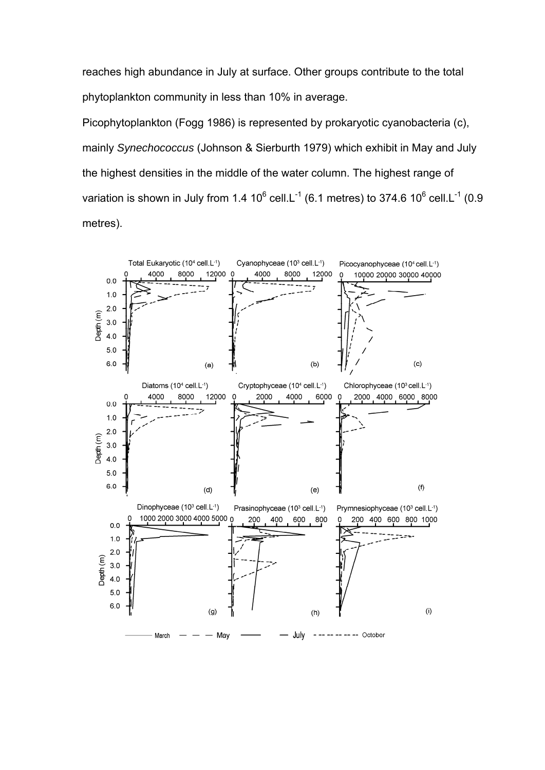reaches high abundance in July at surface. Other groups contribute to the total phytoplankton community in less than 10% in average.

Picophytoplankton (Fogg 1986) is represented by prokaryotic cyanobacteria (c), mainly *Synechococcus* (Johnson & Sierburth 1979) which exhibit in May and July the highest densities in the middle of the water column. The highest range of variation is shown in July from 1.4 $10^6$ cell.L$^{-1}$ (6.1 metres) to 374.6 $10^6$ cell.L$^{-1}$ (0.9 metres).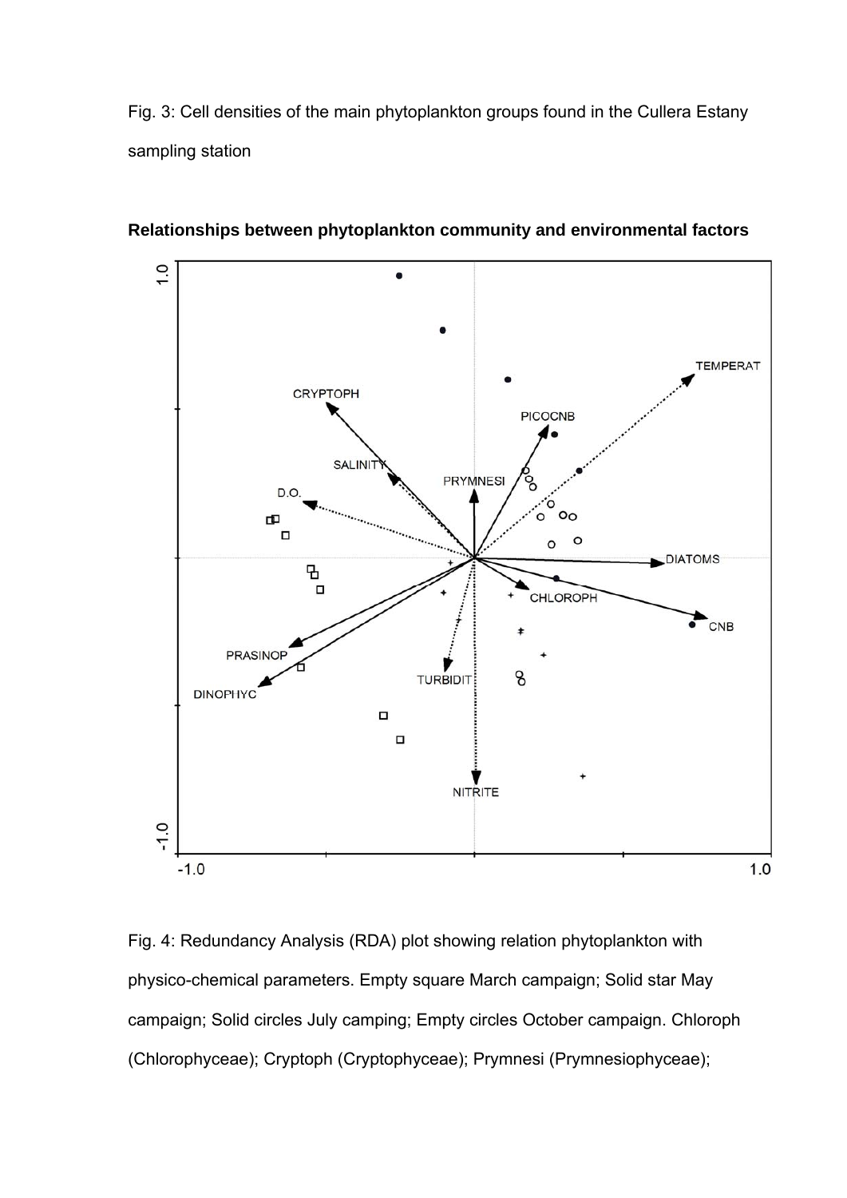Fig. 3: Cell densities of the main phytoplankton groups found in the Cullera Estany sampling station

**Relationships between phytoplankton community and environmental factors**

Fig. 4: Redundancy Analysis (RDA) plot showing relation phytoplankton with physico-chemical parameters. Empty square March campaign; Solid star May campaign; Solid circles July camping; Empty circles October campaign. Chloroph (Chlorophyceae); Cryptoph (Cryptophyceae); Prymnesi (Prymnesiophyceae);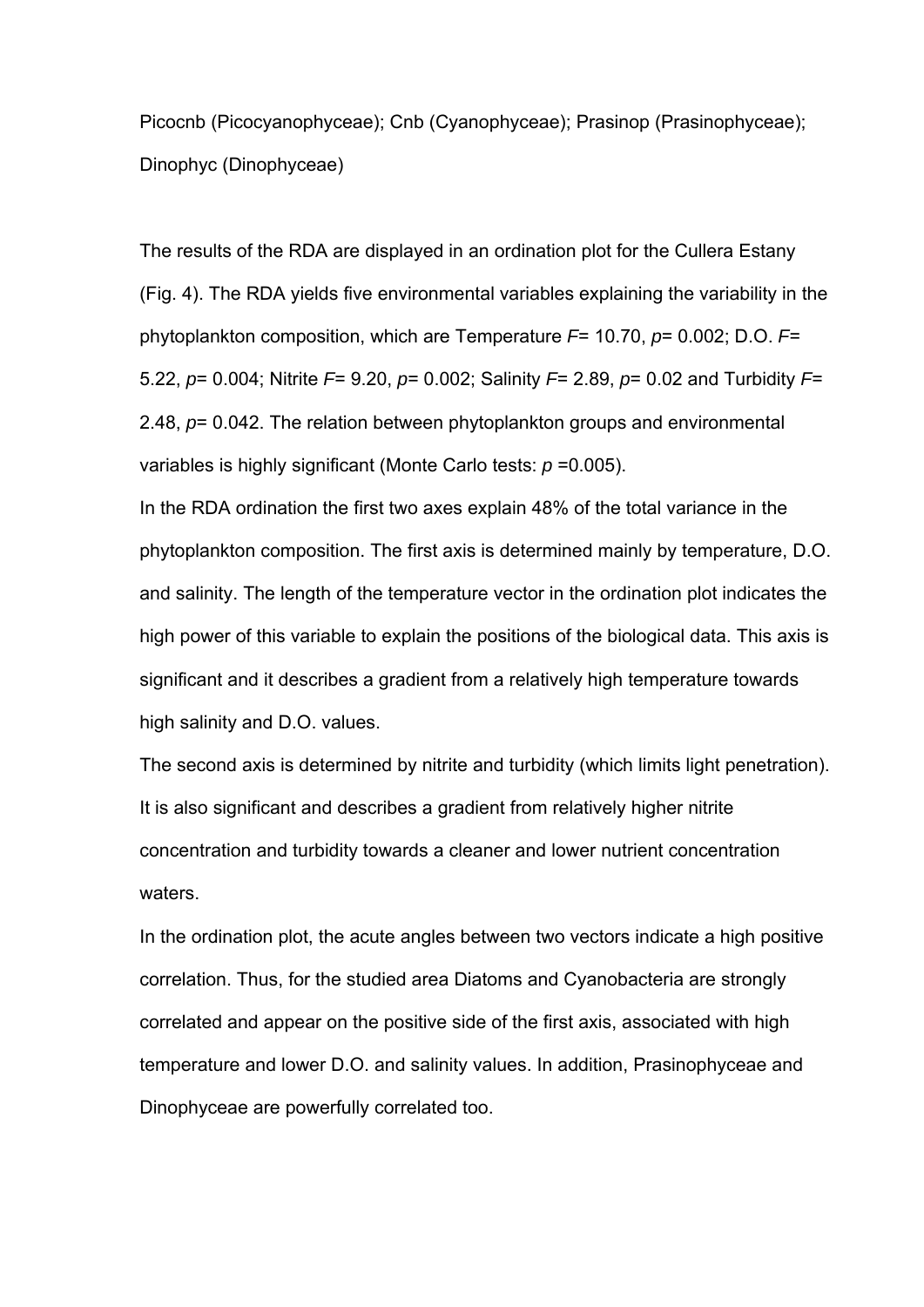Picocnb (Picocyanophyceae); Cnb (Cyanophyceae); Prasinop (Prasinophyceae); Dinophyc (Dinophyceae)

The results of the RDA are displayed in an ordination plot for the Cullera Estany (Fig. 4). The RDA yields five environmental variables explaining the variability in the phytoplankton composition, which are Temperature $F$= 10.70, $p$= 0.002; D.O. $F$= 5.22, $p$= 0.004; Nitrite $F$= 9.20, $p$= 0.002; Salinity $F$= 2.89, $p$= 0.02 and Turbidity $F$= 2.48, $p$= 0.042. The relation between phytoplankton groups and environmental variables is highly significant (Monte Carlo tests: $p$ =0.005).

In the RDA ordination the first two axes explain 48% of the total variance in the phytoplankton composition. The first axis is determined mainly by temperature, D.O. and salinity. The length of the temperature vector in the ordination plot indicates the high power of this variable to explain the positions of the biological data. This axis is significant and it describes a gradient from a relatively high temperature towards high salinity and D.O. values.

The second axis is determined by nitrite and turbidity (which limits light penetration). It is also significant and describes a gradient from relatively higher nitrite concentration and turbidity towards a cleaner and lower nutrient concentration waters.

In the ordination plot, the acute angles between two vectors indicate a high positive correlation. Thus, for the studied area Diatoms and Cyanobacteria are strongly correlated and appear on the positive side of the first axis, associated with high temperature and lower D.O. and salinity values. In addition, Prasinophyceae and Dinophyceae are powerfully correlated too.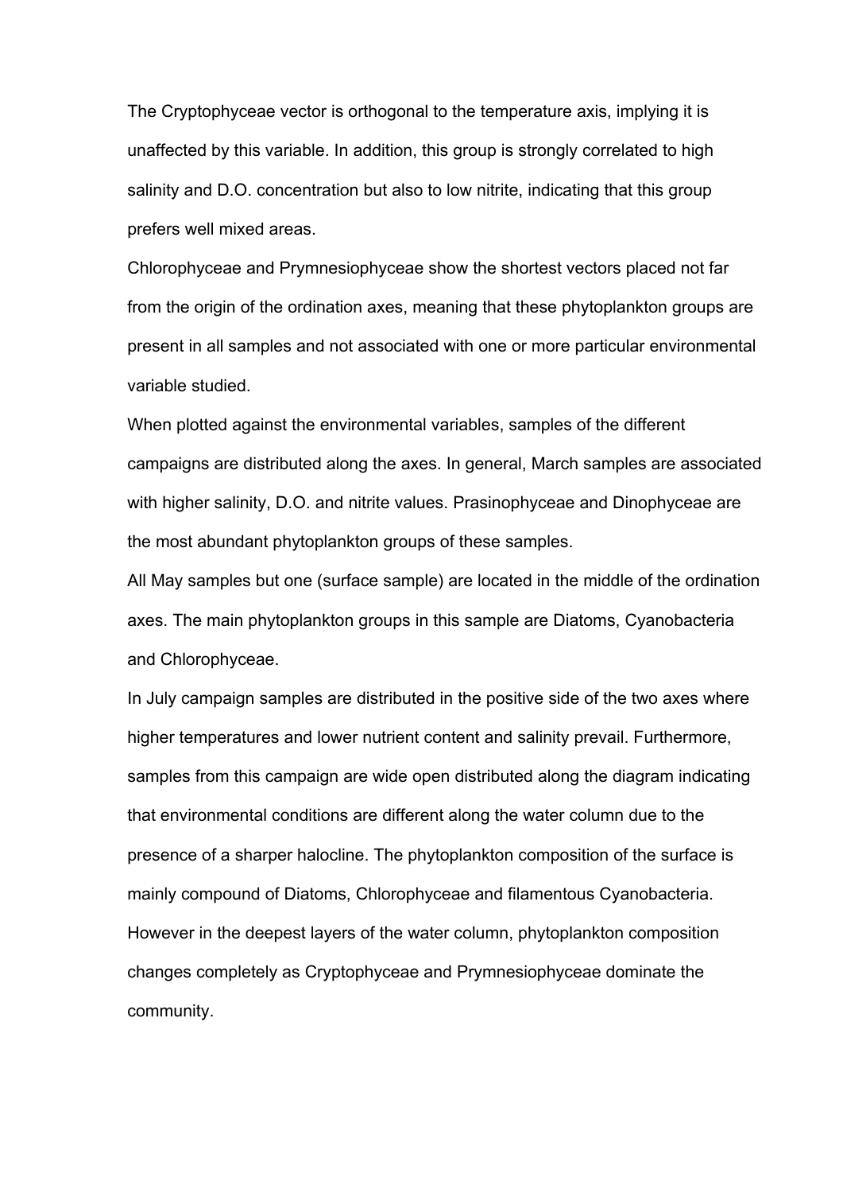The Cryptophyceae vector is orthogonal to the temperature axis, implying it is unaffected by this variable. In addition, this group is strongly correlated to high salinity and D.O. concentration but also to low nitrite, indicating that this group prefers well mixed areas.

Chlorophyceae and Prymnesiophyceae show the shortest vectors placed not far from the origin of the ordination axes, meaning that these phytoplankton groups are present in all samples and not associated with one or more particular environmental variable studied.

When plotted against the environmental variables, samples of the different campaigns are distributed along the axes. In general, March samples are associated with higher salinity, D.O. and nitrite values. Prasinophyceae and Dinophyceae are the most abundant phytoplankton groups of these samples.

All May samples but one (surface sample) are located in the middle of the ordination axes. The main phytoplankton groups in this sample are Diatoms, Cyanobacteria and Chlorophyceae.

In July campaign samples are distributed in the positive side of the two axes where higher temperatures and lower nutrient content and salinity prevail. Furthermore, samples from this campaign are wide open distributed along the diagram indicating that environmental conditions are different along the water column due to the presence of a sharper halocline. The phytoplankton composition of the surface is mainly compound of Diatoms, Chlorophyceae and filamentous Cyanobacteria. However in the deepest layers of the water column, phytoplankton composition changes completely as Cryptophyceae and Prymnesiophyceae dominate the community.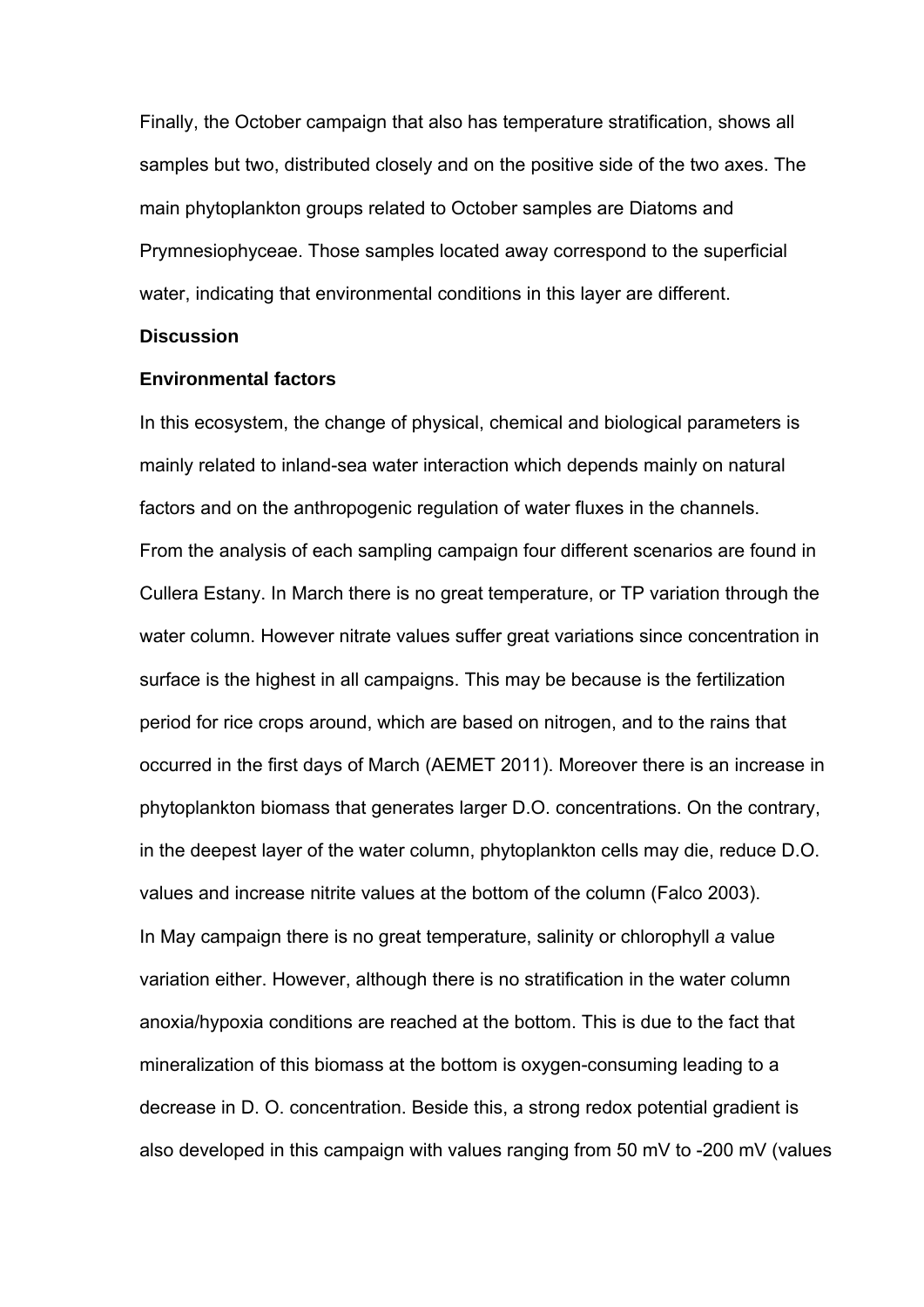Finally, the October campaign that also has temperature stratification, shows all samples but two, distributed closely and on the positive side of the two axes. The main phytoplankton groups related to October samples are Diatoms and Prymnesiophyceae. Those samples located away correspond to the superficial water, indicating that environmental conditions in this layer are different.

## Discussion

### Environmental factors

In this ecosystem, the change of physical, chemical and biological parameters is mainly related to inland-sea water interaction which depends mainly on natural factors and on the anthropogenic regulation of water fluxes in the channels.
From the analysis of each sampling campaign four different scenarios are found in Cullera Estany. In March there is no great temperature, or TP variation through the water column. However nitrate values suffer great variations since concentration in surface is the highest in all campaigns. This may be because is the fertilization period for rice crops around, which are based on nitrogen, and to the rains that occurred in the first days of March (AEMET 2011). Moreover there is an increase in phytoplankton biomass that generates larger D.O. concentrations. On the contrary, in the deepest layer of the water column, phytoplankton cells may die, reduce D.O. values and increase nitrite values at the bottom of the column (Falco 2003).
In May campaign there is no great temperature, salinity or chlorophyll *a* value variation either. However, although there is no stratification in the water column anoxia/hypoxia conditions are reached at the bottom. This is due to the fact that mineralization of this biomass at the bottom is oxygen-consuming leading to a decrease in D. O. concentration. Beside this, a strong redox potential gradient is also developed in this campaign with values ranging from 50 mV to -200 mV (values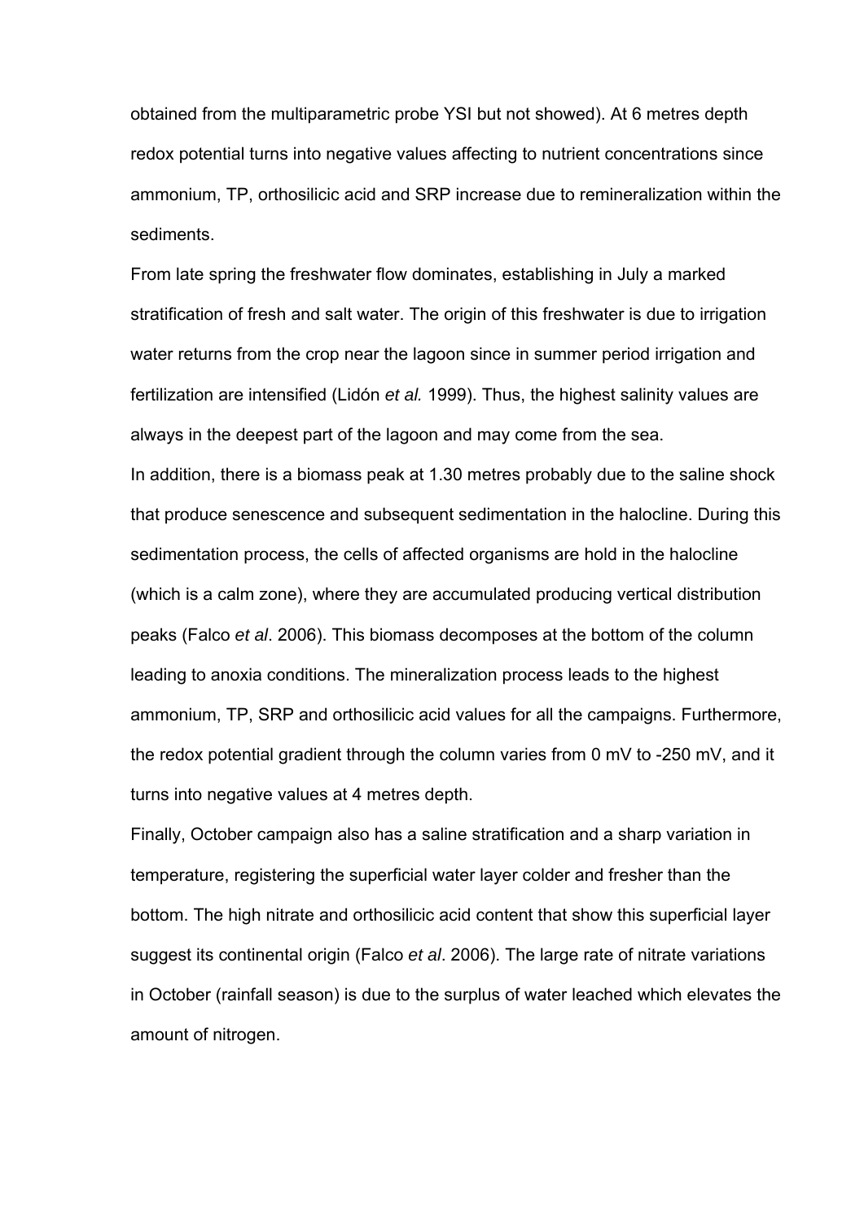obtained from the multiparametric probe YSI but not showed). At 6 metres depth redox potential turns into negative values affecting to nutrient concentrations since ammonium, TP, orthosilicic acid and SRP increase due to remineralization within the sediments.

From late spring the freshwater flow dominates, establishing in July a marked stratification of fresh and salt water. The origin of this freshwater is due to irrigation water returns from the crop near the lagoon since in summer period irrigation and fertilization are intensified (Lidón *et al.* 1999). Thus, the highest salinity values are always in the deepest part of the lagoon and may come from the sea.

In addition, there is a biomass peak at 1.30 metres probably due to the saline shock that produce senescence and subsequent sedimentation in the halocline. During this sedimentation process, the cells of affected organisms are hold in the halocline (which is a calm zone), where they are accumulated producing vertical distribution peaks (Falco *et al*. 2006). This biomass decomposes at the bottom of the column leading to anoxia conditions. The mineralization process leads to the highest ammonium, TP, SRP and orthosilicic acid values for all the campaigns. Furthermore, the redox potential gradient through the column varies from 0 mV to -250 mV, and it turns into negative values at 4 metres depth.

Finally, October campaign also has a saline stratification and a sharp variation in temperature, registering the superficial water layer colder and fresher than the bottom. The high nitrate and orthosilicic acid content that show this superficial layer suggest its continental origin (Falco *et al*. 2006). The large rate of nitrate variations in October (rainfall season) is due to the surplus of water leached which elevates the amount of nitrogen.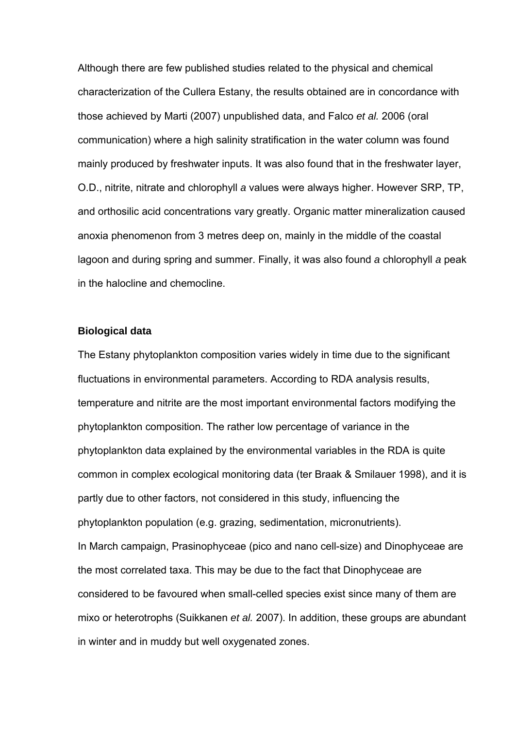Although there are few published studies related to the physical and chemical characterization of the Cullera Estany, the results obtained are in concordance with those achieved by Marti (2007) unpublished data, and Falco *et al.* 2006 (oral communication) where a high salinity stratification in the water column was found mainly produced by freshwater inputs. It was also found that in the freshwater layer, O.D., nitrite, nitrate and chlorophyll *a* values were always higher. However SRP, TP, and orthosilic acid concentrations vary greatly. Organic matter mineralization caused anoxia phenomenon from 3 metres deep on, mainly in the middle of the coastal lagoon and during spring and summer. Finally, it was also found *a* chlorophyll *a* peak in the halocline and chemocline.

**Biological data**

The Estany phytoplankton composition varies widely in time due to the significant fluctuations in environmental parameters. According to RDA analysis results, temperature and nitrite are the most important environmental factors modifying the phytoplankton composition. The rather low percentage of variance in the phytoplankton data explained by the environmental variables in the RDA is quite common in complex ecological monitoring data (ter Braak & Smilauer 1998), and it is partly due to other factors, not considered in this study, influencing the phytoplankton population (e.g. grazing, sedimentation, micronutrients).

In March campaign, Prasinophyceae (pico and nano cell-size) and Dinophyceae are the most correlated taxa. This may be due to the fact that Dinophyceae are considered to be favoured when small-celled species exist since many of them are mixo or heterotrophs (Suikkanen *et al.* 2007). In addition, these groups are abundant in winter and in muddy but well oxygenated zones.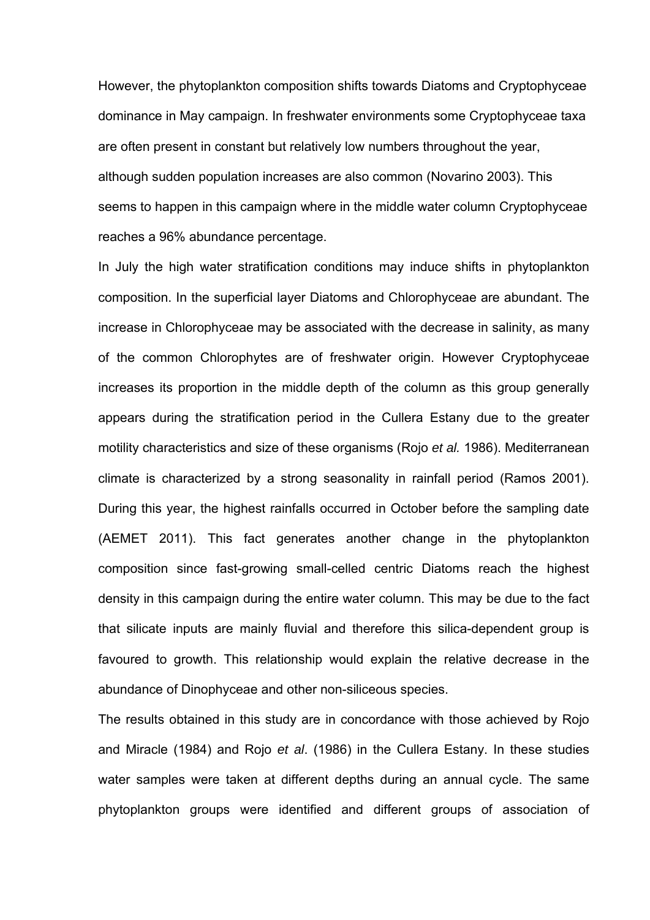However, the phytoplankton composition shifts towards Diatoms and Cryptophyceae dominance in May campaign. In freshwater environments some Cryptophyceae taxa are often present in constant but relatively low numbers throughout the year, although sudden population increases are also common (Novarino 2003). This seems to happen in this campaign where in the middle water column Cryptophyceae reaches a 96% abundance percentage.

In July the high water stratification conditions may induce shifts in phytoplankton composition. In the superficial layer Diatoms and Chlorophyceae are abundant. The increase in Chlorophyceae may be associated with the decrease in salinity, as many of the common Chlorophytes are of freshwater origin. However Cryptophyceae increases its proportion in the middle depth of the column as this group generally appears during the stratification period in the Cullera Estany due to the greater motility characteristics and size of these organisms (Rojo *et al.* 1986). Mediterranean climate is characterized by a strong seasonality in rainfall period (Ramos 2001). During this year, the highest rainfalls occurred in October before the sampling date (AEMET 2011). This fact generates another change in the phytoplankton composition since fast-growing small-celled centric Diatoms reach the highest density in this campaign during the entire water column. This may be due to the fact that silicate inputs are mainly fluvial and therefore this silica-dependent group is favoured to growth. This relationship would explain the relative decrease in the abundance of Dinophyceae and other non-siliceous species.

The results obtained in this study are in concordance with those achieved by Rojo and Miracle (1984) and Rojo *et al*. (1986) in the Cullera Estany. In these studies water samples were taken at different depths during an annual cycle. The same phytoplankton groups were identified and different groups of association of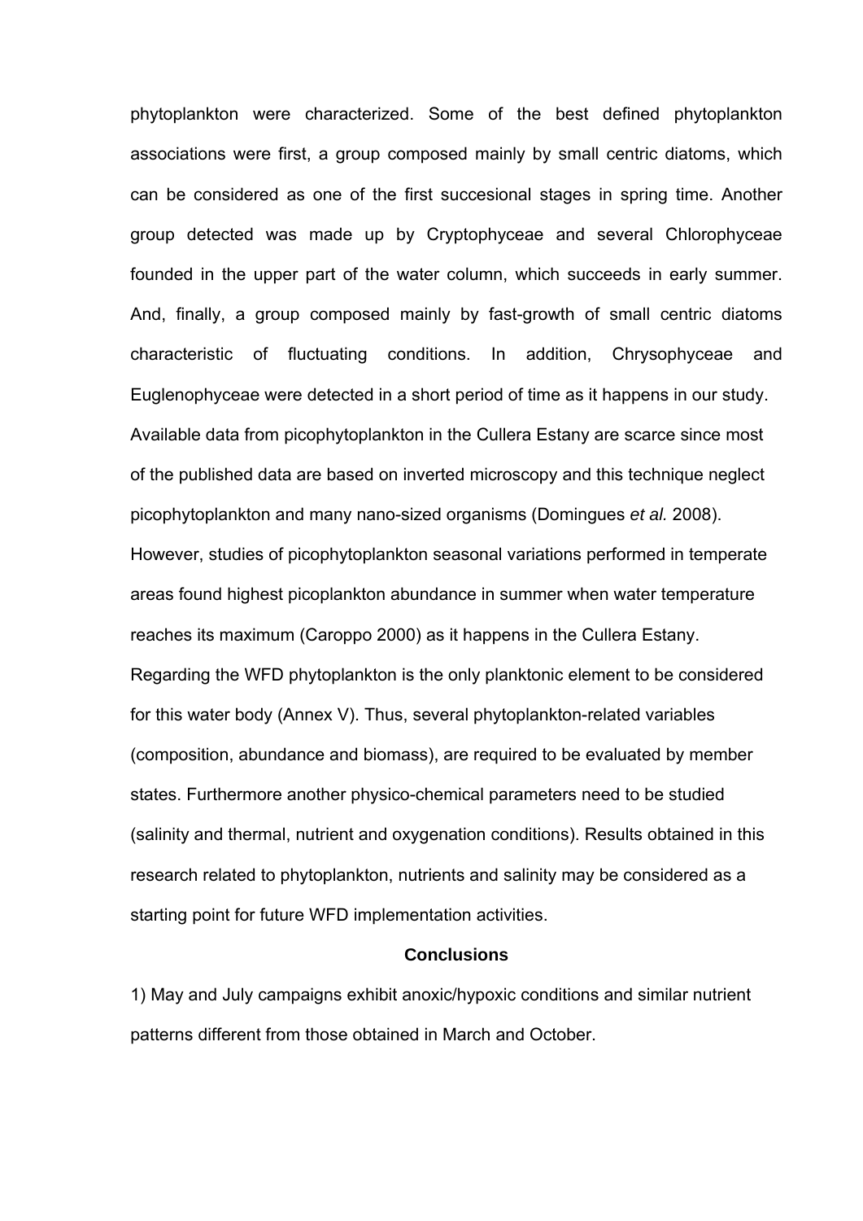phytoplankton were characterized. Some of the best defined phytoplankton associations were first, a group composed mainly by small centric diatoms, which can be considered as one of the first succesional stages in spring time. Another group detected was made up by Cryptophyceae and several Chlorophyceae founded in the upper part of the water column, which succeeds in early summer. And, finally, a group composed mainly by fast-growth of small centric diatoms characteristic of fluctuating conditions. In addition, Chrysophyceae and Euglenophyceae were detected in a short period of time as it happens in our study.

Available data from picophytoplankton in the Cullera Estany are scarce since most of the published data are based on inverted microscopy and this technique neglect picophytoplankton and many nano-sized organisms (Domingues *et al.* 2008). However, studies of picophytoplankton seasonal variations performed in temperate areas found highest picoplankton abundance in summer when water temperature reaches its maximum (Caroppo 2000) as it happens in the Cullera Estany.

Regarding the WFD phytoplankton is the only planktonic element to be considered for this water body (Annex V). Thus, several phytoplankton-related variables (composition, abundance and biomass), are required to be evaluated by member states. Furthermore another physico-chemical parameters need to be studied (salinity and thermal, nutrient and oxygenation conditions). Results obtained in this research related to phytoplankton, nutrients and salinity may be considered as a starting point for future WFD implementation activities.

## Conclusions

1) May and July campaigns exhibit anoxic/hypoxic conditions and similar nutrient patterns different from those obtained in March and October.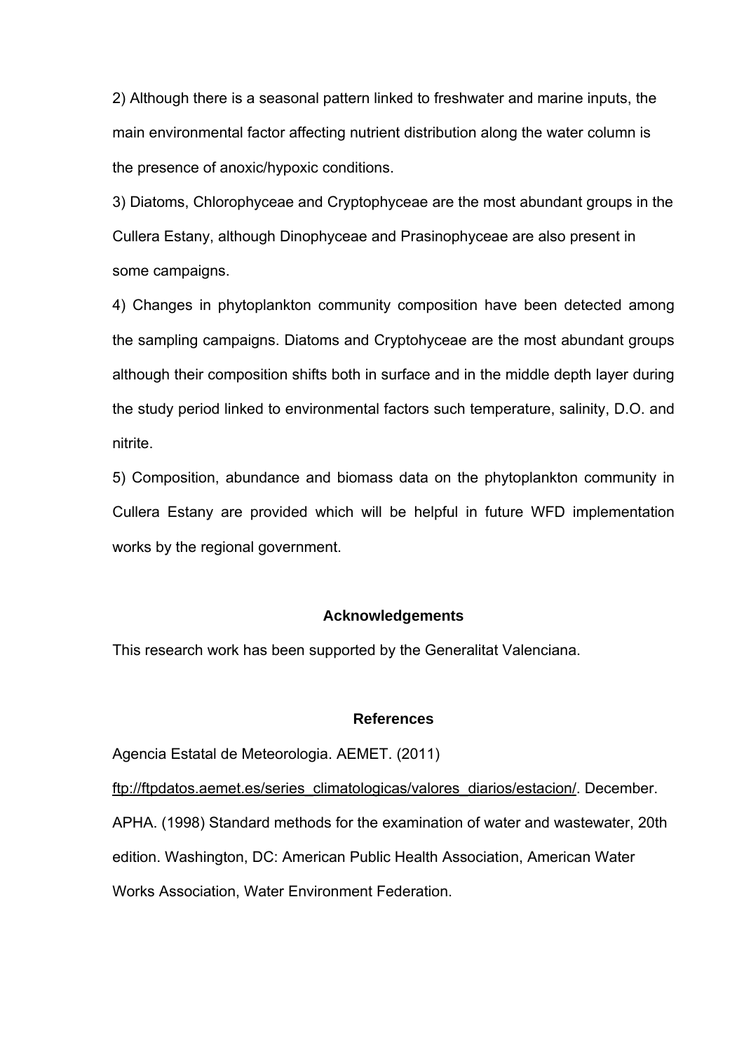2) Although there is a seasonal pattern linked to freshwater and marine inputs, the main environmental factor affecting nutrient distribution along the water column is the presence of anoxic/hypoxic conditions.

3) Diatoms, Chlorophyceae and Cryptophyceae are the most abundant groups in the Cullera Estany, although Dinophyceae and Prasinophyceae are also present in some campaigns.

4) Changes in phytoplankton community composition have been detected among the sampling campaigns. Diatoms and Cryptohyceae are the most abundant groups although their composition shifts both in surface and in the middle depth layer during the study period linked to environmental factors such temperature, salinity, D.O. and nitrite.

5) Composition, abundance and biomass data on the phytoplankton community in Cullera Estany are provided which will be helpful in future WFD implementation works by the regional government.

## Acknowledgements

This research work has been supported by the Generalitat Valenciana.

## References

Agencia Estatal de Meteorologia. AEMET. (2011) ftp://ftpdatos.aemet.es/series_climatologicas/valores_diarios/estacion/. December.

APHA. (1998) Standard methods for the examination of water and wastewater, 20th edition. Washington, DC: American Public Health Association, American Water Works Association, Water Environment Federation.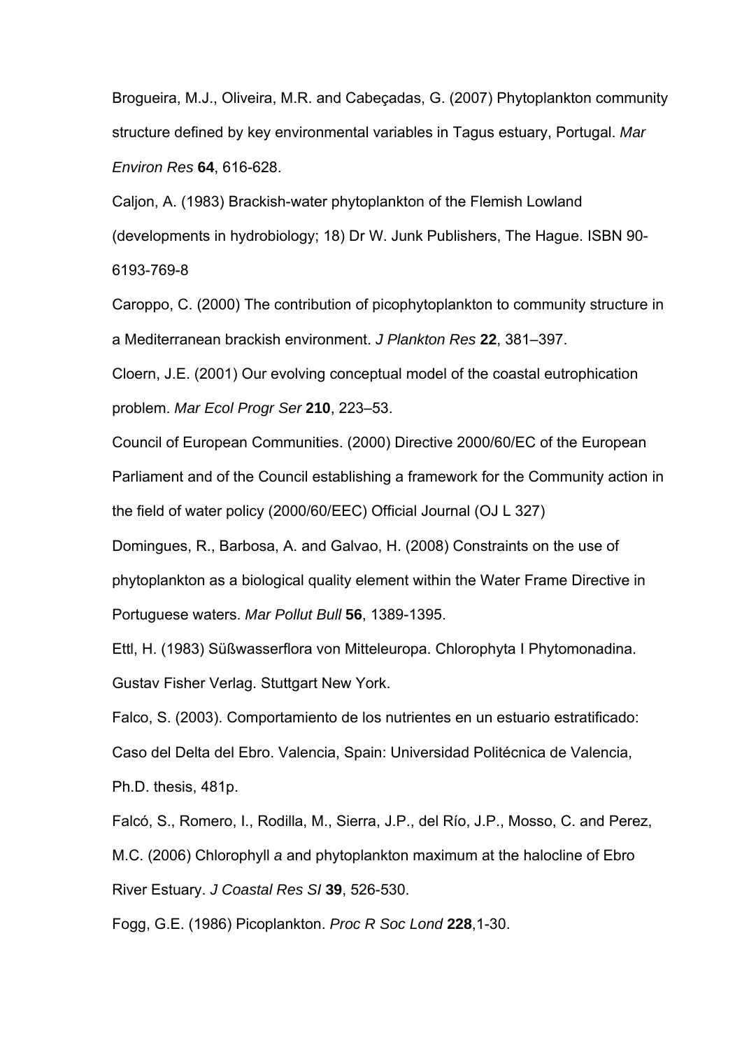Brogueira, M.J., Oliveira, M.R. and Cabeçadas, G. (2007) Phytoplankton community structure defined by key environmental variables in Tagus estuary, Portugal. *Mar Environ Res* **64**, 616-628.

Caljon, A. (1983) Brackish-water phytoplankton of the Flemish Lowland (developments in hydrobiology; 18) Dr W. Junk Publishers, The Hague. ISBN 90-6193-769-8

Caroppo, C. (2000) The contribution of picophytoplankton to community structure in a Mediterranean brackish environment. *J Plankton Res* **22**, 381–397.

Cloern, J.E. (2001) Our evolving conceptual model of the coastal eutrophication problem. *Mar Ecol Progr Ser* **210**, 223–53.

Council of European Communities. (2000) Directive 2000/60/EC of the European Parliament and of the Council establishing a framework for the Community action in the field of water policy (2000/60/EEC) Official Journal (OJ L 327)

Domingues, R., Barbosa, A. and Galvao, H. (2008) Constraints on the use of phytoplankton as a biological quality element within the Water Frame Directive in Portuguese waters. *Mar Pollut Bull* **56**, 1389-1395.

Ettl, H. (1983) Süßwasserflora von Mitteleuropa. Chlorophyta I Phytomonadina. Gustav Fisher Verlag. Stuttgart New York.

Falco, S. (2003). Comportamiento de los nutrientes en un estuario estratificado: Caso del Delta del Ebro. Valencia, Spain: Universidad Politécnica de Valencia, Ph.D. thesis, 481p.

Falcó, S., Romero, I., Rodilla, M., Sierra, J.P., del Río, J.P., Mosso, C. and Perez, M.C. (2006) Chlorophyll *a* and phytoplankton maximum at the halocline of Ebro River Estuary. *J Coastal Res SI* **39**, 526-530.

Fogg, G.E. (1986) Picoplankton. *Proc R Soc Lond* **228**,1-30.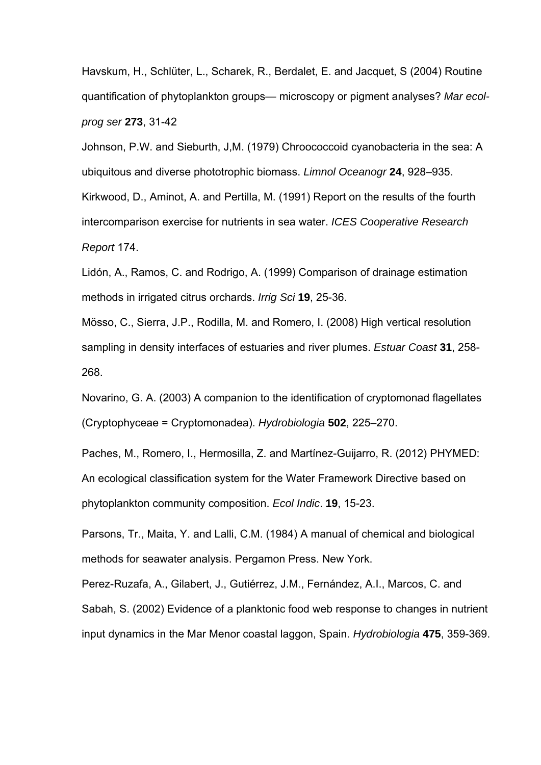Havskum, H., Schlüter, L., Scharek, R., Berdalet, E. and Jacquet, S (2004) Routine quantification of phytoplankton groups— microscopy or pigment analyses? *Mar ecol-prog ser* **273**, 31-42

Johnson, P.W. and Sieburth, J,M. (1979) Chroococcoid cyanobacteria in the sea: A ubiquitous and diverse phototrophic biomass. *Limnol Oceanogr* **24**, 928–935.

Kirkwood, D., Aminot, A. and Pertilla, M. (1991) Report on the results of the fourth intercomparison exercise for nutrients in sea water. *ICES Cooperative Research Report* 174.

Lidón, A., Ramos, C. and Rodrigo, A. (1999) Comparison of drainage estimation methods in irrigated citrus orchards. *Irrig Sci* **19**, 25-36.

Mösso, C., Sierra, J.P., Rodilla, M. and Romero, I. (2008) High vertical resolution sampling in density interfaces of estuaries and river plumes. *Estuar Coast* **31**, 258-268.

Novarino, G. A. (2003) A companion to the identification of cryptomonad flagellates (Cryptophyceae = Cryptomonadea). *Hydrobiologia* **502**, 225–270.

Paches, M., Romero, I., Hermosilla, Z. and Martínez-Guijarro, R. (2012) PHYMED: An ecological classification system for the Water Framework Directive based on phytoplankton community composition. *Ecol Indic*. **19**, 15-23.

Parsons, Tr., Maita, Y. and Lalli, C.M. (1984) A manual of chemical and biological methods for seawater analysis. Pergamon Press. New York.

Perez-Ruzafa, A., Gilabert, J., Gutiérrez, J.M., Fernández, A.I., Marcos, C. and Sabah, S. (2002) Evidence of a planktonic food web response to changes in nutrient input dynamics in the Mar Menor coastal laggon, Spain. *Hydrobiologia* **475**, 359-369.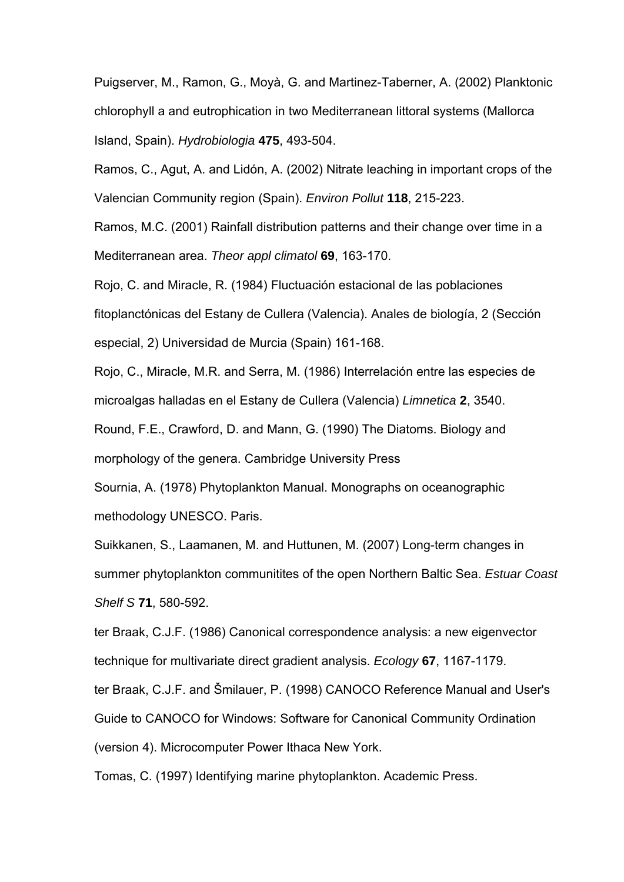Puigserver, M., Ramon, G., Moyà, G. and Martinez-Taberner, A. (2002) Planktonic chlorophyll a and eutrophication in two Mediterranean littoral systems (Mallorca Island, Spain). *Hydrobiologia* **475**, 493-504.

Ramos, C., Agut, A. and Lidón, A. (2002) Nitrate leaching in important crops of the Valencian Community region (Spain). *Environ Pollut* **118**, 215-223.

Ramos, M.C. (2001) Rainfall distribution patterns and their change over time in a Mediterranean area. *Theor appl climatol* **69**, 163-170.

Rojo, C. and Miracle, R. (1984) Fluctuación estacional de las poblaciones fitoplanctónicas del Estany de Cullera (Valencia). Anales de biología, 2 (Sección especial, 2) Universidad de Murcia (Spain) 161-168.

Rojo, C., Miracle, M.R. and Serra, M. (1986) Interrelación entre las especies de microalgas halladas en el Estany de Cullera (Valencia) *Limnetica* **2**, 3540.

Round, F.E., Crawford, D. and Mann, G. (1990) The Diatoms. Biology and morphology of the genera. Cambridge University Press

Sournia, A. (1978) Phytoplankton Manual. Monographs on oceanographic methodology UNESCO. Paris.

Suikkanen, S., Laamanen, M. and Huttunen, M. (2007) Long-term changes in summer phytoplankton communitites of the open Northern Baltic Sea. *Estuar Coast Shelf S* **71**, 580-592.

ter Braak, C.J.F. (1986) Canonical correspondence analysis: a new eigenvector technique for multivariate direct gradient analysis. *Ecology* **67**, 1167-1179.

ter Braak, C.J.F. and Šmilauer, P. (1998) CANOCO Reference Manual and User's Guide to CANOCO for Windows: Software for Canonical Community Ordination (version 4). Microcomputer Power Ithaca New York.

Tomas, C. (1997) Identifying marine phytoplankton. Academic Press.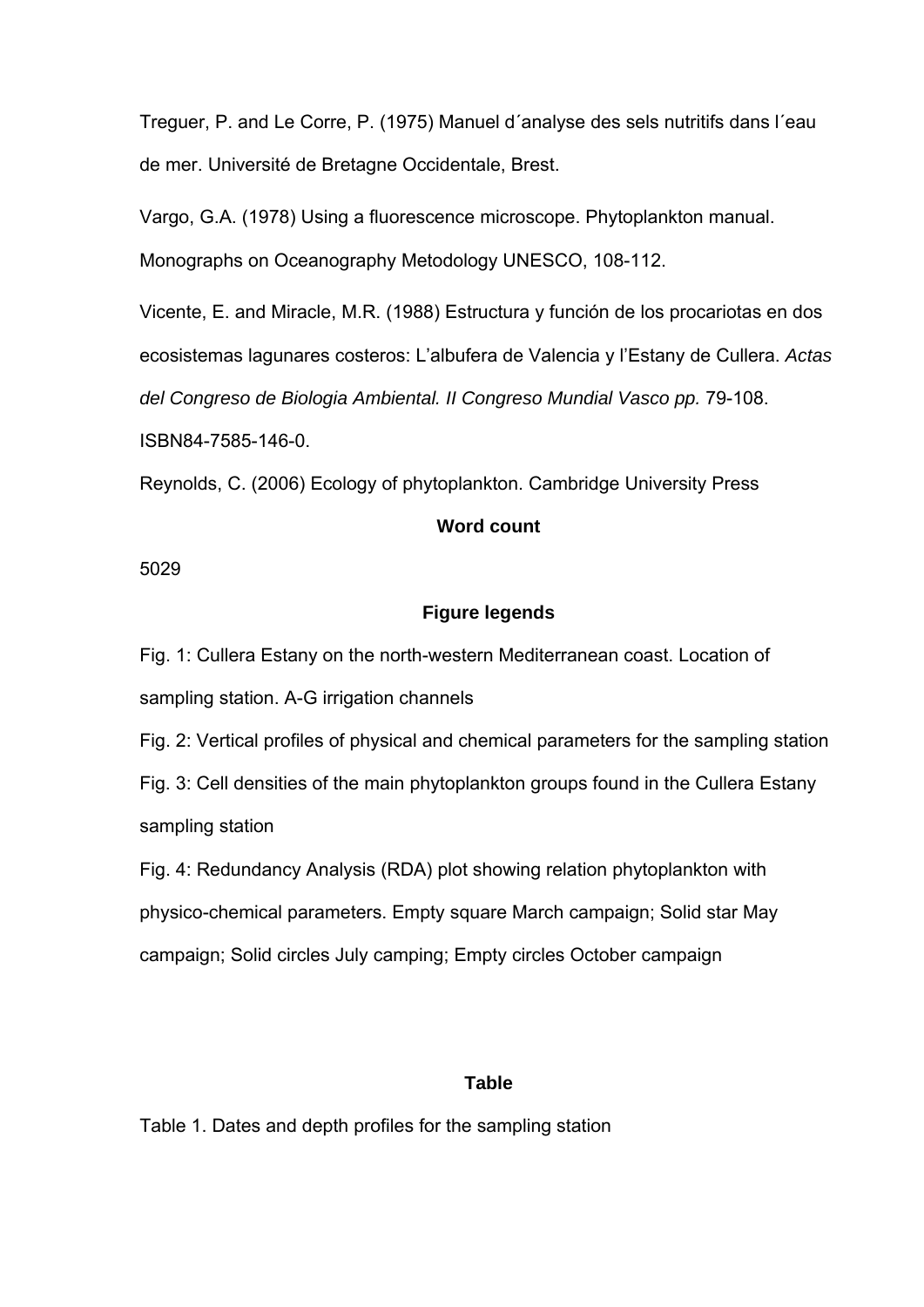Treguer, P. and Le Corre, P. (1975) Manuel d´analyse des sels nutritifs dans l´eau de mer. Université de Bretagne Occidentale, Brest.

Vargo, G.A. (1978) Using a fluorescence microscope. Phytoplankton manual. Monographs on Oceanography Metodology UNESCO, 108-112.

Vicente, E. and Miracle, M.R. (1988) Estructura y función de los procariotas en dos ecosistemas lagunares costeros: L'albufera de Valencia y l'Estany de Cullera. *Actas del Congreso de Biologia Ambiental. II Congreso Mundial Vasco pp.* 79-108. ISBN84-7585-146-0.

Reynolds, C. (2006) Ecology of phytoplankton. Cambridge University Press

**Word count**

5029

**Figure legends**

Fig. 1: Cullera Estany on the north-western Mediterranean coast. Location of sampling station. A-G irrigation channels

Fig. 2: Vertical profiles of physical and chemical parameters for the sampling station

Fig. 3: Cell densities of the main phytoplankton groups found in the Cullera Estany sampling station

Fig. 4: Redundancy Analysis (RDA) plot showing relation phytoplankton with physico-chemical parameters. Empty square March campaign; Solid star May campaign; Solid circles July camping; Empty circles October campaign

**Table**

Table 1. Dates and depth profiles for the sampling station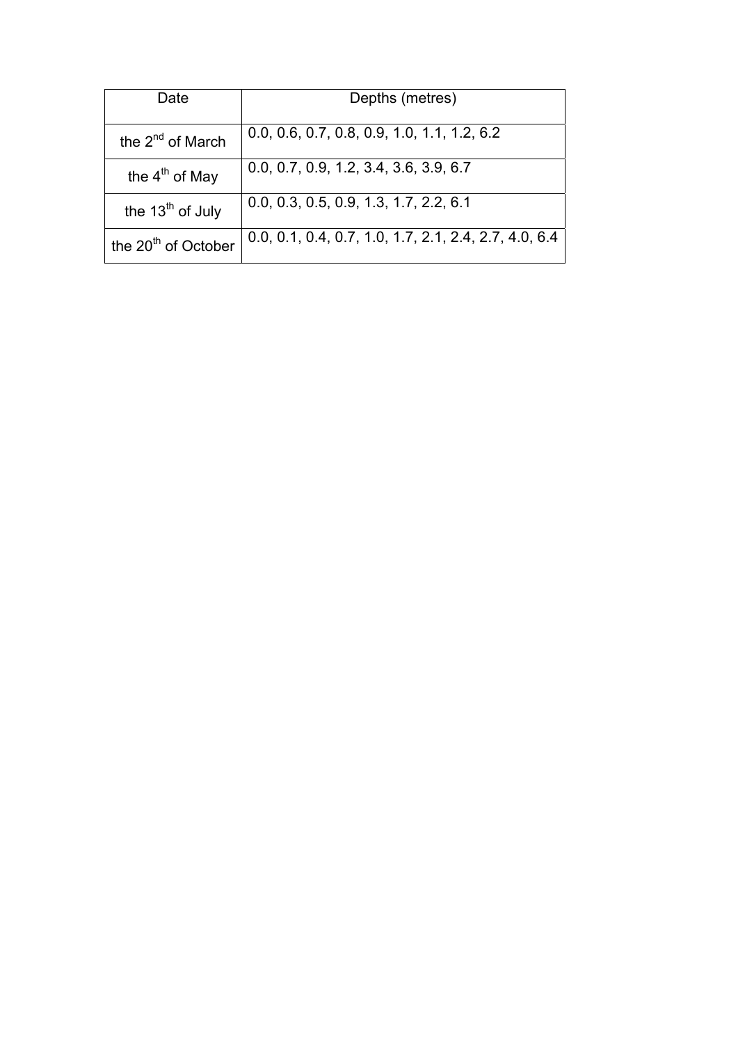| Date | Depths (metres) |
|---|---|
| the 2nd of March | 0.0, 0.6, 0.7, 0.8, 0.9, 1.0, 1.1, 1.2, 6.2 |
| the 4th of May | 0.0, 0.7, 0.9, 1.2, 3.4, 3.6, 3.9, 6.7 |
| the 13th of July | 0.0, 0.3, 0.5, 0.9, 1.3, 1.7, 2.2, 6.1 |
| the 20th of October | 0.0, 0.1, 0.4, 0.7, 1.0, 1.7, 2.1, 2.4, 2.7, 4.0, 6.4 |